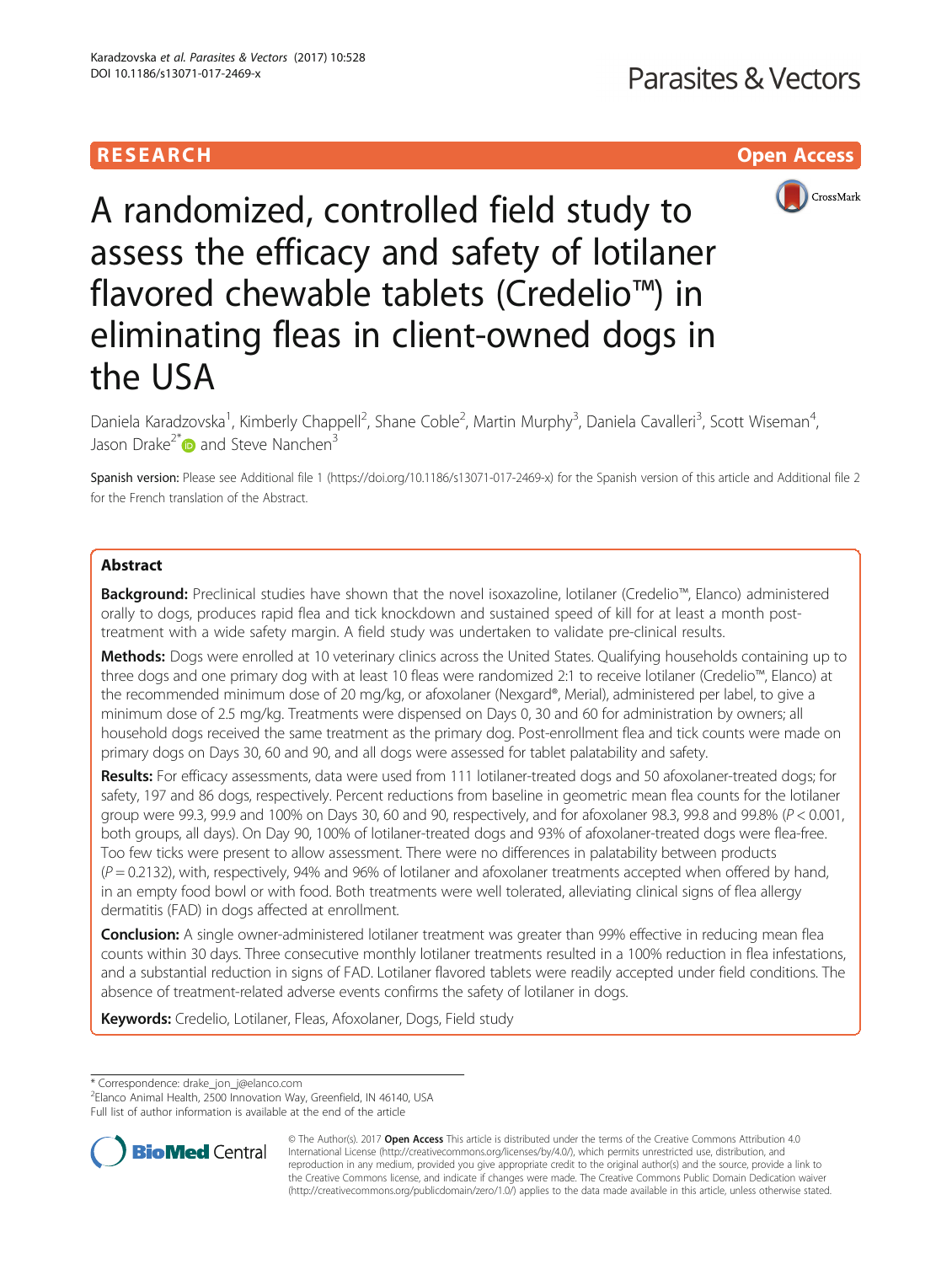RESEARCH Open Access

# A randomized, controlled field study to assess the efficacy and safety of lotilaner flavored chewable tablets (Credelio™) in eliminating fleas in client-owned dogs in the USA

Daniela Karadzovska[1], Kimberly Chappell[2], Shane Coble[2], Martin Murphy[3], Daniela Cavalleri[3], Scott Wiseman[4], Jason Drake[2*] and Steve Nanchen[3]

Spanish version: Please see Additional file 1 (https://doi.org/10.1186/s13071-017-2469-x) for the Spanish version of this article and Additional file 2 for the French translation of the Abstract.

## Abstract

**Background:** Preclinical studies have shown that the novel isoxazoline, lotilaner (Credelio™, Elanco) administered orally to dogs, produces rapid flea and tick knockdown and sustained speed of kill for at least a month post-treatment with a wide safety margin. A field study was undertaken to validate pre-clinical results.

**Methods:** Dogs were enrolled at 10 veterinary clinics across the United States. Qualifying households containing up to three dogs and one primary dog with at least 10 fleas were randomized 2:1 to receive lotilaner (Credelio™, Elanco) at the recommended minimum dose of 20 mg/kg, or afoxolaner (Nexgard®, Merial), administered per label, to give a minimum dose of 2.5 mg/kg. Treatments were dispensed on Days 0, 30 and 60 for administration by owners; all household dogs received the same treatment as the primary dog. Post-enrollment flea and tick counts were made on primary dogs on Days 30, 60 and 90, and all dogs were assessed for tablet palatability and safety.

**Results:** For efficacy assessments, data were used from 111 lotilaner-treated dogs and 50 afoxolaner-treated dogs; for safety, 197 and 86 dogs, respectively. Percent reductions from baseline in geometric mean flea counts for the lotilaner group were 99.3, 99.9 and 100% on Days 30, 60 and 90, respectively, and for afoxolaner 98.3, 99.8 and 99.8% ($P < 0.001$, both groups, all days). On Day 90, 100% of lotilaner-treated dogs and 93% of afoxolaner-treated dogs were flea-free. Too few ticks were present to allow assessment. There were no differences in palatability between products ($P = 0.2132$), with, respectively, 94% and 96% of lotilaner and afoxolaner treatments accepted when offered by hand, in an empty food bowl or with food. Both treatments were well tolerated, alleviating clinical signs of flea allergy dermatitis (FAD) in dogs affected at enrollment.

**Conclusion:** A single owner-administered lotilaner treatment was greater than 99% effective in reducing mean flea counts within 30 days. Three consecutive monthly lotilaner treatments resulted in a 100% reduction in flea infestations, and a substantial reduction in signs of FAD. Lotilaner flavored tablets were readily accepted under field conditions. The absence of treatment-related adverse events confirms the safety of lotilaner in dogs.

**Keywords:** Credelio, Lotilaner, Fleas, Afoxolaner, Dogs, Field study

\* Correspondence: drake_jon_j@elanco.com
[2]Elanco Animal Health, 2500 Innovation Way, Greenfield, IN 46140, USA
Full list of author information is available at the end of the article

© The Author(s). 2017 **Open Access** This article is distributed under the terms of the Creative Commons Attribution 4.0 International License (http://creativecommons.org/licenses/by/4.0/), which permits unrestricted use, distribution, and reproduction in any medium, provided you give appropriate credit to the original author(s) and the source, provide a link to the Creative Commons license, and indicate if changes were made. The Creative Commons Public Domain Dedication waiver (http://creativecommons.org/publicdomain/zero/1.0/) applies to the data made available in this article, unless otherwise stated.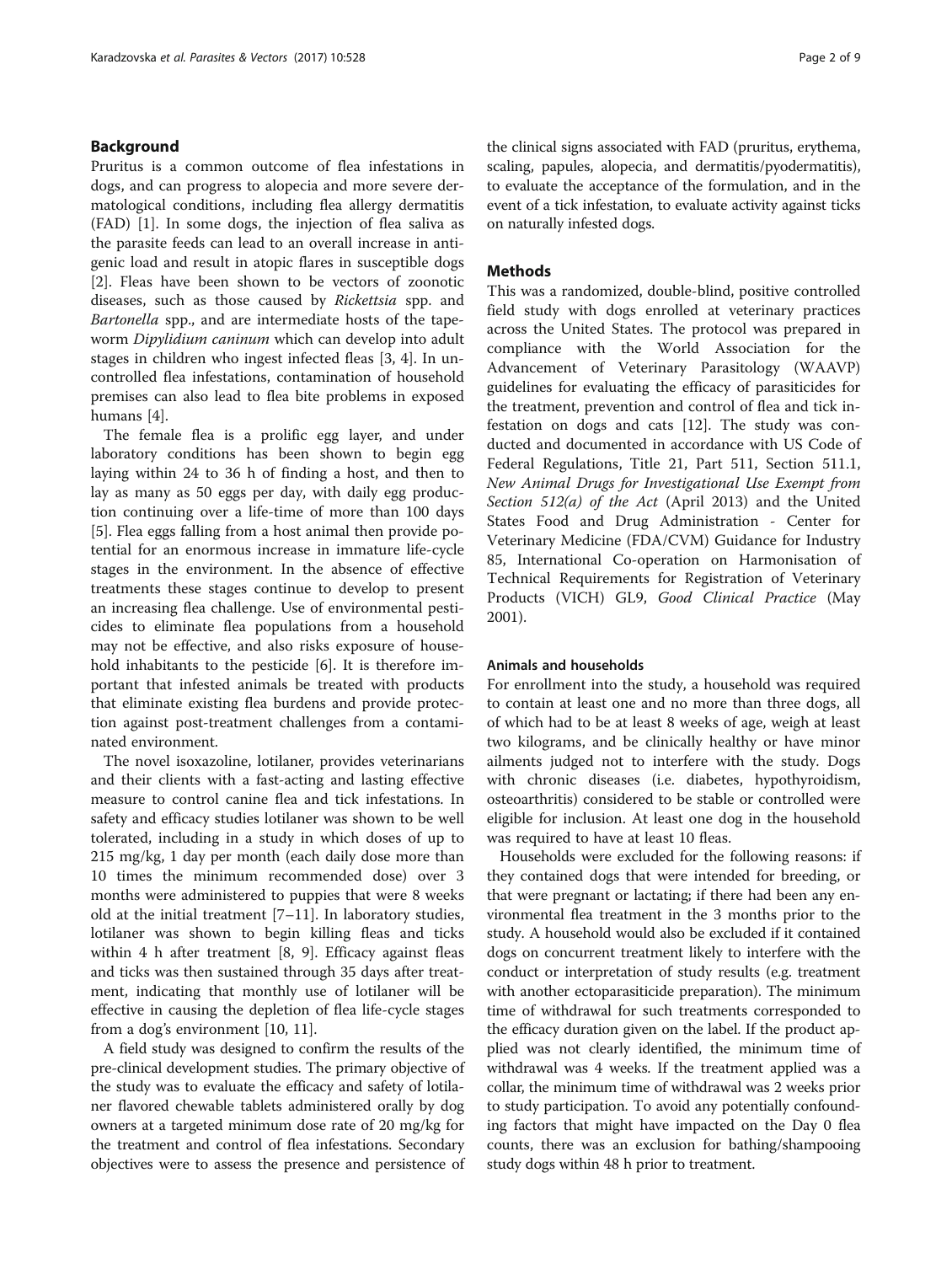## Background

Pruritus is a common outcome of flea infestations in dogs, and can progress to alopecia and more severe dermatological conditions, including flea allergy dermatitis (FAD) [1]. In some dogs, the injection of flea saliva as the parasite feeds can lead to an overall increase in antigenic load and result in atopic flares in susceptible dogs [2]. Fleas have been shown to be vectors of zoonotic diseases, such as those caused by *Rickettsia* spp. and *Bartonella* spp., and are intermediate hosts of the tapeworm *Dipylidium caninum* which can develop into adult stages in children who ingest infected fleas [3, 4]. In uncontrolled flea infestations, contamination of household premises can also lead to flea bite problems in exposed humans [4].

The female flea is a prolific egg layer, and under laboratory conditions has been shown to begin egg laying within 24 to 36 h of finding a host, and then to lay as many as 50 eggs per day, with daily egg production continuing over a life-time of more than 100 days [5]. Flea eggs falling from a host animal then provide potential for an enormous increase in immature life-cycle stages in the environment. In the absence of effective treatments these stages continue to develop to present an increasing flea challenge. Use of environmental pesticides to eliminate flea populations from a household may not be effective, and also risks exposure of household inhabitants to the pesticide [6]. It is therefore important that infested animals be treated with products that eliminate existing flea burdens and provide protection against post-treatment challenges from a contaminated environment.

The novel isoxazoline, lotilaner, provides veterinarians and their clients with a fast-acting and lasting effective measure to control canine flea and tick infestations. In safety and efficacy studies lotilaner was shown to be well tolerated, including in a study in which doses of up to 215 mg/kg, 1 day per month (each daily dose more than 10 times the minimum recommended dose) over 3 months were administered to puppies that were 8 weeks old at the initial treatment [7–11]. In laboratory studies, lotilaner was shown to begin killing fleas and ticks within 4 h after treatment [8, 9]. Efficacy against fleas and ticks was then sustained through 35 days after treatment, indicating that monthly use of lotilaner will be effective in causing the depletion of flea life-cycle stages from a dog's environment [10, 11].

A field study was designed to confirm the results of the pre-clinical development studies. The primary objective of the study was to evaluate the efficacy and safety of lotilaner flavored chewable tablets administered orally by dog owners at a targeted minimum dose rate of 20 mg/kg for the treatment and control of flea infestations. Secondary objectives were to assess the presence and persistence of the clinical signs associated with FAD (pruritus, erythema, scaling, papules, alopecia, and dermatitis/pyodermatitis), to evaluate the acceptance of the formulation, and in the event of a tick infestation, to evaluate activity against ticks on naturally infested dogs.

## Methods

This was a randomized, double-blind, positive controlled field study with dogs enrolled at veterinary practices across the United States. The protocol was prepared in compliance with the World Association for the Advancement of Veterinary Parasitology (WAAVP) guidelines for evaluating the efficacy of parasiticides for the treatment, prevention and control of flea and tick infestation on dogs and cats [12]. The study was conducted and documented in accordance with US Code of Federal Regulations, Title 21, Part 511, Section 511.1, *New Animal Drugs for Investigational Use Exempt from Section 512(a) of the Act* (April 2013) and the United States Food and Drug Administration - Center for Veterinary Medicine (FDA/CVM) Guidance for Industry 85, International Co-operation on Harmonisation of Technical Requirements for Registration of Veterinary Products (VICH) GL9, *Good Clinical Practice* (May 2001).

### Animals and households

For enrollment into the study, a household was required to contain at least one and no more than three dogs, all of which had to be at least 8 weeks of age, weigh at least two kilograms, and be clinically healthy or have minor ailments judged not to interfere with the study. Dogs with chronic diseases (i.e. diabetes, hypothyroidism, osteoarthritis) considered to be stable or controlled were eligible for inclusion. At least one dog in the household was required to have at least 10 fleas.

Households were excluded for the following reasons: if they contained dogs that were intended for breeding, or that were pregnant or lactating; if there had been any environmental flea treatment in the 3 months prior to the study. A household would also be excluded if it contained dogs on concurrent treatment likely to interfere with the conduct or interpretation of study results (e.g. treatment with another ectoparasiticide preparation). The minimum time of withdrawal for such treatments corresponded to the efficacy duration given on the label. If the product applied was not clearly identified, the minimum time of withdrawal was 4 weeks. If the treatment applied was a collar, the minimum time of withdrawal was 2 weeks prior to study participation. To avoid any potentially confounding factors that might have impacted on the Day 0 flea counts, there was an exclusion for bathing/shampooing study dogs within 48 h prior to treatment.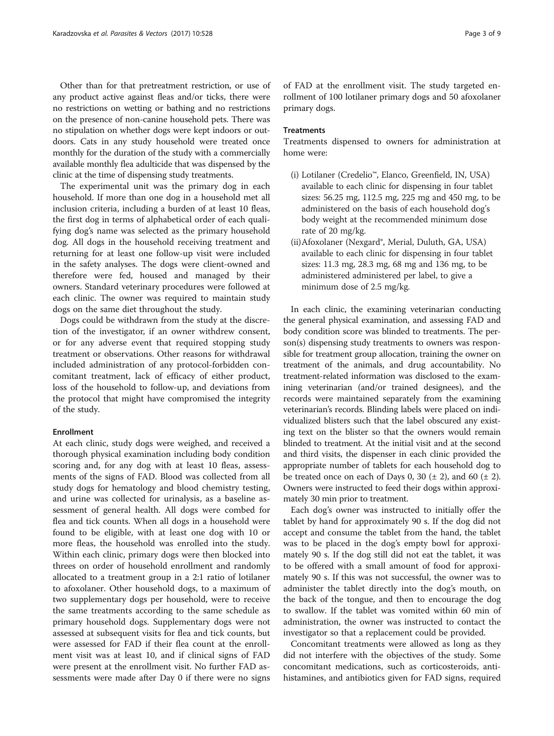Other than for that pretreatment restriction, or use of any product active against fleas and/or ticks, there were no restrictions on wetting or bathing and no restrictions on the presence of non-canine household pets. There was no stipulation on whether dogs were kept indoors or outdoors. Cats in any study household were treated once monthly for the duration of the study with a commercially available monthly flea adulticide that was dispensed by the clinic at the time of dispensing study treatments.

The experimental unit was the primary dog in each household. If more than one dog in a household met all inclusion criteria, including a burden of at least 10 fleas, the first dog in terms of alphabetical order of each qualifying dog's name was selected as the primary household dog. All dogs in the household receiving treatment and returning for at least one follow-up visit were included in the safety analyses. The dogs were client-owned and therefore were fed, housed and managed by their owners. Standard veterinary procedures were followed at each clinic. The owner was required to maintain study dogs on the same diet throughout the study.

Dogs could be withdrawn from the study at the discretion of the investigator, if an owner withdrew consent, or for any adverse event that required stopping study treatment or observations. Other reasons for withdrawal included administration of any protocol-forbidden concomitant treatment, lack of efficacy of either product, loss of the household to follow-up, and deviations from the protocol that might have compromised the integrity of the study.

#### Enrollment

At each clinic, study dogs were weighed, and received a thorough physical examination including body condition scoring and, for any dog with at least 10 fleas, assessments of the signs of FAD. Blood was collected from all study dogs for hematology and blood chemistry testing, and urine was collected for urinalysis, as a baseline assessment of general health. All dogs were combed for flea and tick counts. When all dogs in a household were found to be eligible, with at least one dog with 10 or more fleas, the household was enrolled into the study. Within each clinic, primary dogs were then blocked into threes on order of household enrollment and randomly allocated to a treatment group in a 2:1 ratio of lotilaner to afoxolaner. Other household dogs, to a maximum of two supplementary dogs per household, were to receive the same treatments according to the same schedule as primary household dogs. Supplementary dogs were not assessed at subsequent visits for flea and tick counts, but were assessed for FAD if their flea count at the enrollment visit was at least 10, and if clinical signs of FAD were present at the enrollment visit. No further FAD assessments were made after Day 0 if there were no signs of FAD at the enrollment visit. The study targeted enrollment of 100 lotilaner primary dogs and 50 afoxolaner primary dogs.

#### Treatments

Treatments dispensed to owners for administration at home were:

(i) Lotilaner (Credelio™, Elanco, Greenfield, IN, USA) available to each clinic for dispensing in four tablet sizes: 56.25 mg, 112.5 mg, 225 mg and 450 mg, to be administered on the basis of each household dog's body weight at the recommended minimum dose rate of 20 mg/kg.

(ii) Afoxolaner (Nexgard®, Merial, Duluth, GA, USA) available to each clinic for dispensing in four tablet sizes: 11.3 mg, 28.3 mg, 68 mg and 136 mg, to be administered administered per label, to give a minimum dose of 2.5 mg/kg.

In each clinic, the examining veterinarian conducting the general physical examination, and assessing FAD and body condition score was blinded to treatments. The person(s) dispensing study treatments to owners was responsible for treatment group allocation, training the owner on treatment of the animals, and drug accountability. No treatment-related information was disclosed to the examining veterinarian (and/or trained designees), and the records were maintained separately from the examining veterinarian's records. Blinding labels were placed on individualized blisters such that the label obscured any existing text on the blister so that the owners would remain blinded to treatment. At the initial visit and at the second and third visits, the dispenser in each clinic provided the appropriate number of tablets for each household dog to be treated once on each of Days 0, 30 (± 2), and 60 (± 2). Owners were instructed to feed their dogs within approximately 30 min prior to treatment.

Each dog's owner was instructed to initially offer the tablet by hand for approximately 90 s. If the dog did not accept and consume the tablet from the hand, the tablet was to be placed in the dog's empty bowl for approximately 90 s. If the dog still did not eat the tablet, it was to be offered with a small amount of food for approximately 90 s. If this was not successful, the owner was to administer the tablet directly into the dog's mouth, on the back of the tongue, and then to encourage the dog to swallow. If the tablet was vomited within 60 min of administration, the owner was instructed to contact the investigator so that a replacement could be provided.

Concomitant treatments were allowed as long as they did not interfere with the objectives of the study. Some concomitant medications, such as corticosteroids, antihistamines, and antibiotics given for FAD signs, required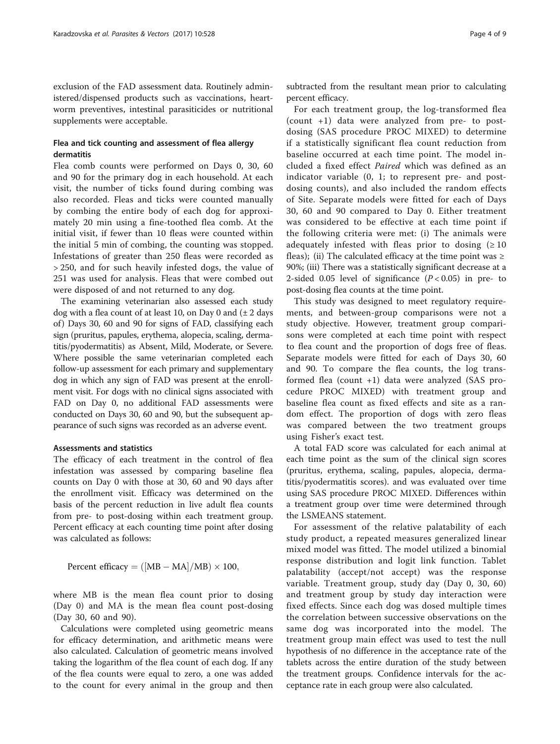exclusion of the FAD assessment data. Routinely administered/dispensed products such as vaccinations, heartworm preventives, intestinal parasiticides or nutritional supplements were acceptable.

### Flea and tick counting and assessment of flea allergy dermatitis

Flea comb counts were performed on Days 0, 30, 60 and 90 for the primary dog in each household. At each visit, the number of ticks found during combing was also recorded. Fleas and ticks were counted manually by combing the entire body of each dog for approximately 20 min using a fine-toothed flea comb. At the initial visit, if fewer than 10 fleas were counted within the initial 5 min of combing, the counting was stopped. Infestations of greater than 250 fleas were recorded as > 250, and for such heavily infested dogs, the value of 251 was used for analysis. Fleas that were combed out were disposed of and not returned to any dog.

The examining veterinarian also assessed each study dog with a flea count of at least 10, on Day 0 and (± 2 days of) Days 30, 60 and 90 for signs of FAD, classifying each sign (pruritus, papules, erythema, alopecia, scaling, dermatitis/pyodermatitis) as Absent, Mild, Moderate, or Severe. Where possible the same veterinarian completed each follow-up assessment for each primary and supplementary dog in which any sign of FAD was present at the enrollment visit. For dogs with no clinical signs associated with FAD on Day 0, no additional FAD assessments were conducted on Days 30, 60 and 90, but the subsequent appearance of such signs was recorded as an adverse event.

### Assessments and statistics

The efficacy of each treatment in the control of flea infestation was assessed by comparing baseline flea counts on Day 0 with those at 30, 60 and 90 days after the enrollment visit. Efficacy was determined on the basis of the percent reduction in live adult flea counts from pre- to post-dosing within each treatment group. Percent efficacy at each counting time point after dosing was calculated as follows:

$$\text{Percent efficacy} = ([\text{MB} - \text{MA}]/\text{MB}) \times 100,$$

where MB is the mean flea count prior to dosing (Day 0) and MA is the mean flea count post-dosing (Day 30, 60 and 90).

Calculations were completed using geometric means for efficacy determination, and arithmetic means were also calculated. Calculation of geometric means involved taking the logarithm of the flea count of each dog. If any of the flea counts were equal to zero, a one was added to the count for every animal in the group and then subtracted from the resultant mean prior to calculating percent efficacy.

For each treatment group, the log-transformed flea (count +1) data were analyzed from pre- to post-dosing (SAS procedure PROC MIXED) to determine if a statistically significant flea count reduction from baseline occurred at each time point. The model included a fixed effect *Paired* which was defined as an indicator variable (0, 1; to represent pre- and post-dosing counts), and also included the random effects of Site. Separate models were fitted for each of Days 30, 60 and 90 compared to Day 0. Either treatment was considered to be effective at each time point if the following criteria were met: (i) The animals were adequately infested with fleas prior to dosing (≥ 10 fleas); (ii) The calculated efficacy at the time point was ≥ 90%; (iii) There was a statistically significant decrease at a 2-sided 0.05 level of significance ($P < 0.05$) in pre- to post-dosing flea counts at the time point.

This study was designed to meet regulatory requirements, and between-group comparisons were not a study objective. However, treatment group comparisons were completed at each time point with respect to flea count and the proportion of dogs free of fleas. Separate models were fitted for each of Days 30, 60 and 90. To compare the flea counts, the log transformed flea (count +1) data were analyzed (SAS procedure PROC MIXED) with treatment group and baseline flea count as fixed effects and site as a random effect. The proportion of dogs with zero fleas was compared between the two treatment groups using Fisher's exact test.

A total FAD score was calculated for each animal at each time point as the sum of the clinical sign scores (pruritus, erythema, scaling, papules, alopecia, dermatitis/pyodermatitis scores). and was evaluated over time using SAS procedure PROC MIXED. Differences within a treatment group over time were determined through the LSMEANS statement.

For assessment of the relative palatability of each study product, a repeated measures generalized linear mixed model was fitted. The model utilized a binomial response distribution and logit link function. Tablet palatability (accept/not accept) was the response variable. Treatment group, study day (Day 0, 30, 60) and treatment group by study day interaction were fixed effects. Since each dog was dosed multiple times the correlation between successive observations on the same dog was incorporated into the model. The treatment group main effect was used to test the null hypothesis of no difference in the acceptance rate of the tablets across the entire duration of the study between the treatment groups. Confidence intervals for the acceptance rate in each group were also calculated.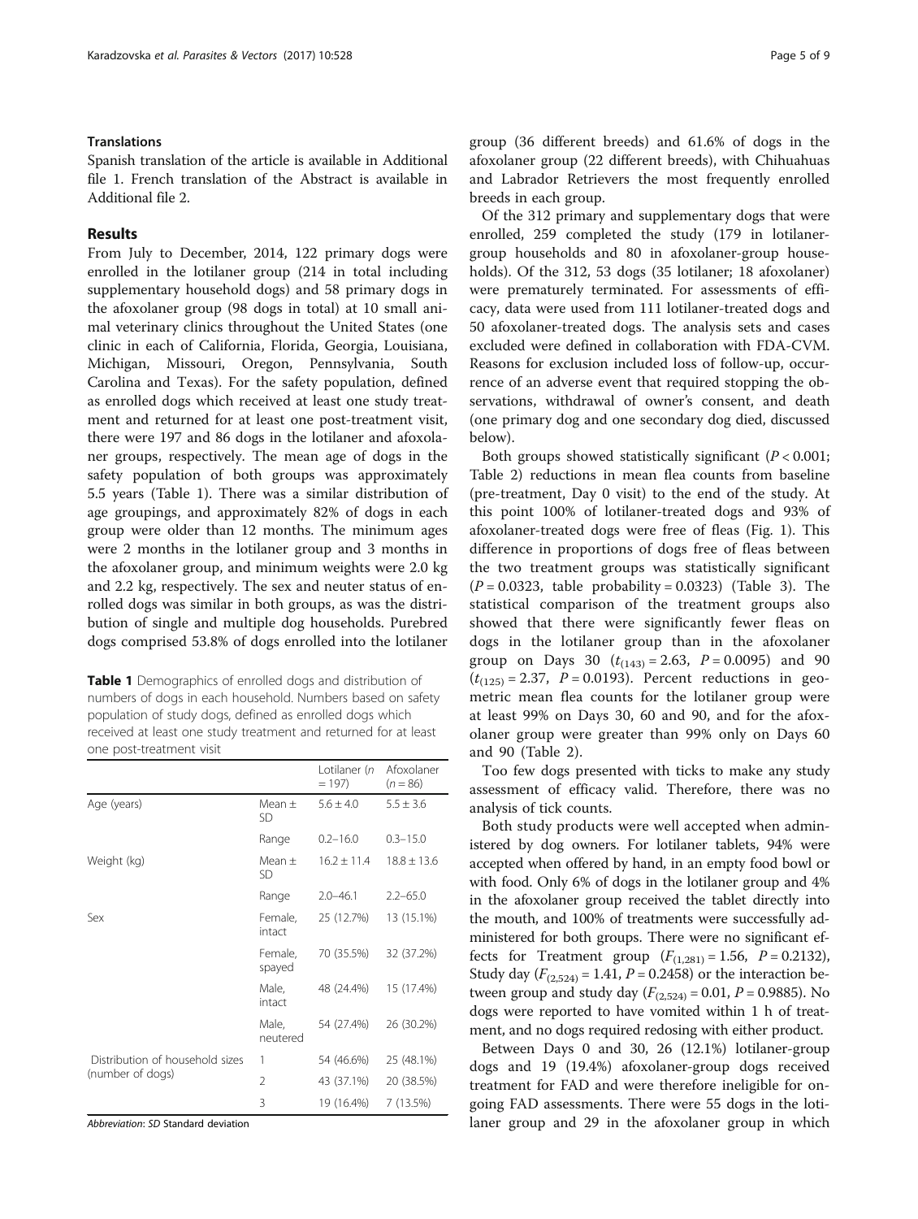### Translations

Spanish translation of the article is available in Additional file 1. French translation of the Abstract is available in Additional file 2.

## Results

From July to December, 2014, 122 primary dogs were enrolled in the lotilaner group (214 in total including supplementary household dogs) and 58 primary dogs in the afoxolaner group (98 dogs in total) at 10 small animal veterinary clinics throughout the United States (one clinic in each of California, Florida, Georgia, Louisiana, Michigan, Missouri, Oregon, Pennsylvania, South Carolina and Texas). For the safety population, defined as enrolled dogs which received at least one study treatment and returned for at least one post-treatment visit, there were 197 and 86 dogs in the lotilaner and afoxolaner groups, respectively. The mean age of dogs in the safety population of both groups was approximately 5.5 years (Table 1). There was a similar distribution of age groupings, and approximately 82% of dogs in each group were older than 12 months. The minimum ages were 2 months in the lotilaner group and 3 months in the afoxolaner group, and minimum weights were 2.0 kg and 2.2 kg, respectively. The sex and neuter status of enrolled dogs was similar in both groups, as was the distribution of single and multiple dog households. Purebred dogs comprised 53.8% of dogs enrolled into the lotilaner group (36 different breeds) and 61.6% of dogs in the afoxolaner group (22 different breeds), with Chihuahuas and Labrador Retrievers the most frequently enrolled breeds in each group.

**Table 1** Demographics of enrolled dogs and distribution of numbers of dogs in each household. Numbers based on safety population of study dogs, defined as enrolled dogs which received at least one study treatment and returned for at least one post-treatment visit

| | | Lotilaner ($n$ = 197) | Afoxolaner ($n$ = 86) |
|---|---|---|---|
| Age (years) | Mean ± SD | 5.6 ± 4.0 | 5.5 ± 3.6 |
| | Range | 0.2–16.0 | 0.3–15.0 |
| Weight (kg) | Mean ± SD | 16.2 ± 11.4 | 18.8 ± 13.6 |
| | Range | 2.0–46.1 | 2.2–65.0 |
| Sex | Female, intact | 25 (12.7%) | 13 (15.1%) |
| | Female, spayed | 70 (35.5%) | 32 (37.2%) |
| | Male, intact | 48 (24.4%) | 15 (17.4%) |
| | Male, neutered | 54 (27.4%) | 26 (30.2%) |
| Distribution of household sizes (number of dogs) | 1 | 54 (46.6%) | 25 (48.1%) |
| | 2 | 43 (37.1%) | 20 (38.5%) |
| | 3 | 19 (16.4%) | 7 (13.5%) |

*Abbreviation*: *SD* Standard deviation

Of the 312 primary and supplementary dogs that were enrolled, 259 completed the study (179 in lotilaner-group households and 80 in afoxolaner-group households). Of the 312, 53 dogs (35 lotilaner; 18 afoxolaner) were prematurely terminated. For assessments of efficacy, data were used from 111 lotilaner-treated dogs and 50 afoxolaner-treated dogs. The analysis sets and cases excluded were defined in collaboration with FDA-CVM. Reasons for exclusion included loss of follow-up, occurrence of an adverse event that required stopping the observations, withdrawal of owner's consent, and death (one primary dog and one secondary dog died, discussed below).

Both groups showed statistically significant ($P < 0.001$; Table 2) reductions in mean flea counts from baseline (pre-treatment, Day 0 visit) to the end of the study. At this point 100% of lotilaner-treated dogs and 93% of afoxolaner-treated dogs were free of fleas (Fig. 1). This difference in proportions of dogs free of fleas between the two treatment groups was statistically significant ($P = 0.0323$, table probability = 0.0323) (Table 3). The statistical comparison of the treatment groups also showed that there were significantly fewer fleas on dogs in the lotilaner group than in the afoxolaner group on Days 30 ($t_{(143)} = 2.63$, $P = 0.0095$) and 90 ($t_{(125)} = 2.37$, $P = 0.0193$). Percent reductions in geometric mean flea counts for the lotilaner group were at least 99% on Days 30, 60 and 90, and for the afoxolaner group were greater than 99% only on Days 60 and 90 (Table 2).

Too few dogs presented with ticks to make any study assessment of efficacy valid. Therefore, there was no analysis of tick counts.

Both study products were well accepted when administered by dog owners. For lotilaner tablets, 94% were accepted when offered by hand, in an empty food bowl or with food. Only 6% of dogs in the lotilaner group and 4% in the afoxolaner group received the tablet directly into the mouth, and 100% of treatments were successfully administered for both groups. There were no significant effects for Treatment group ($F_{(1,281)} = 1.56$, $P = 0.2132$), Study day ($F_{(2,524)} = 1.41$, $P = 0.2458$) or the interaction between group and study day ($F_{(2,524)} = 0.01$, $P = 0.9885$). No dogs were reported to have vomited within 1 h of treatment, and no dogs required redosing with either product.

Between Days 0 and 30, 26 (12.1%) lotilaner-group dogs and 19 (19.4%) afoxolaner-group dogs received treatment for FAD and were therefore ineligible for ongoing FAD assessments. There were 55 dogs in the lotilaner group and 29 in the afoxolaner group in which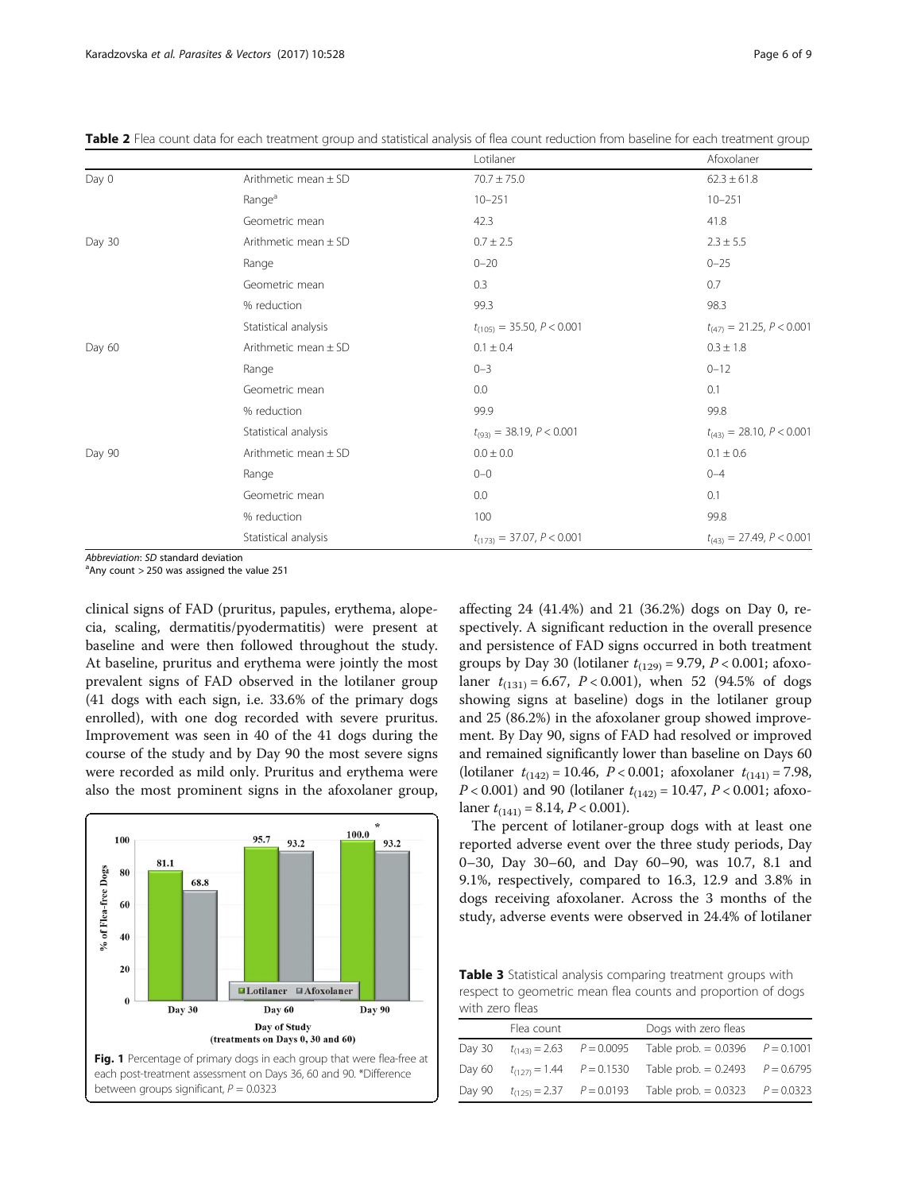**Table 2** Flea count data for each treatment group and statistical analysis of flea count reduction from baseline for each treatment group

| | | Lotilaner | Afoxolaner |
|---|---|---|---|
| Day 0 | Arithmetic mean ± SD | 70.7 ± 75.0 | 62.3 ± 61.8 |
| | Range[a] | 10–251 | 10–251 |
| | Geometric mean | 42.3 | 41.8 |
| Day 30 | Arithmetic mean ± SD | 0.7 ± 2.5 | 2.3 ± 5.5 |
| | Range | 0–20 | 0–25 |
| | Geometric mean | 0.3 | 0.7 |
| | % reduction | 99.3 | 98.3 |
| | Statistical analysis | $t_{(105)} = 35.50$, $P < 0.001$ | $t_{(47)} = 21.25$, $P < 0.001$ |
| Day 60 | Arithmetic mean ± SD | 0.1 ± 0.4 | 0.3 ± 1.8 |
| | Range | 0–3 | 0–12 |
| | Geometric mean | 0.0 | 0.1 |
| | % reduction | 99.9 | 99.8 |
| | Statistical analysis | $t_{(93)} = 38.19$, $P < 0.001$ | $t_{(43)} = 28.10$, $P < 0.001$ |
| Day 90 | Arithmetic mean ± SD | 0.0 ± 0.0 | 0.1 ± 0.6 |
| | Range | 0–0 | 0–4 |
| | Geometric mean | 0.0 | 0.1 |
| | % reduction | 100 | 99.8 |
| | Statistical analysis | $t_{(173)} = 37.07$, $P < 0.001$ | $t_{(43)} = 27.49$, $P < 0.001$ |

*Abbreviation*: *SD* standard deviation
[a]Any count > 250 was assigned the value 251

clinical signs of FAD (pruritus, papules, erythema, alopecia, scaling, dermatitis/pyodermatitis) were present at baseline and were then followed throughout the study. At baseline, pruritus and erythema were jointly the most prevalent signs of FAD observed in the lotilaner group (41 dogs with each sign, i.e. 33.6% of the primary dogs enrolled), with one dog recorded with severe pruritus. Improvement was seen in 40 of the 41 dogs during the course of the study and by Day 90 the most severe signs were recorded as mild only. Pruritus and erythema were also the most prominent signs in the afoxolaner group, affecting 24 (41.4%) and 21 (36.2%) dogs on Day 0, respectively. A significant reduction in the overall presence and persistence of FAD signs occurred in both treatment groups by Day 30 (lotilaner $t_{(129)} = 9.79$, $P < 0.001$; afoxolaner $t_{(131)} = 6.67$, $P < 0.001$), when 52 (94.5% of dogs showing signs at baseline) dogs in the lotilaner group and 25 (86.2%) in the afoxolaner group showed improvement. By Day 90, signs of FAD had resolved or improved and remained significantly lower than baseline on Days 60 (lotilaner $t_{(142)} = 10.46$, $P < 0.001$; afoxolaner $t_{(141)} = 7.98$, $P < 0.001$) and 90 (lotilaner $t_{(142)} = 10.47$, $P < 0.001$; afoxolaner $t_{(141)} = 8.14$, $P < 0.001$).

Fig. 1 Percentage of primary dogs in each group that were flea-free at each post-treatment assessment on Days 36, 60 and 90. *Difference between groups significant, $P = 0.0323$

The percent of lotilaner-group dogs with at least one reported adverse event over the three study periods, Day 0–30, Day 30–60, and Day 60–90, was 10.7, 8.1 and 9.1%, respectively, compared to 16.3, 12.9 and 3.8% in dogs receiving afoxolaner. Across the 3 months of the study, adverse events were observed in 24.4% of lotilaner

**Table 3** Statistical analysis comparing treatment groups with respect to geometric mean flea counts and proportion of dogs with zero fleas

| | Flea count | | Dogs with zero fleas | |
|---|---|---|---|---|
| Day 30 | $t_{(143)} = 2.63$ | $P = 0.0095$ | Table prob. = 0.0396 | $P = 0.1001$ |
| Day 60 | $t_{(127)} = 1.44$ | $P = 0.1530$ | Table prob. = 0.2493 | $P = 0.6795$ |
| Day 90 | $t_{(125)} = 2.37$ | $P = 0.0193$ | Table prob. = 0.0323 | $P = 0.0323$ |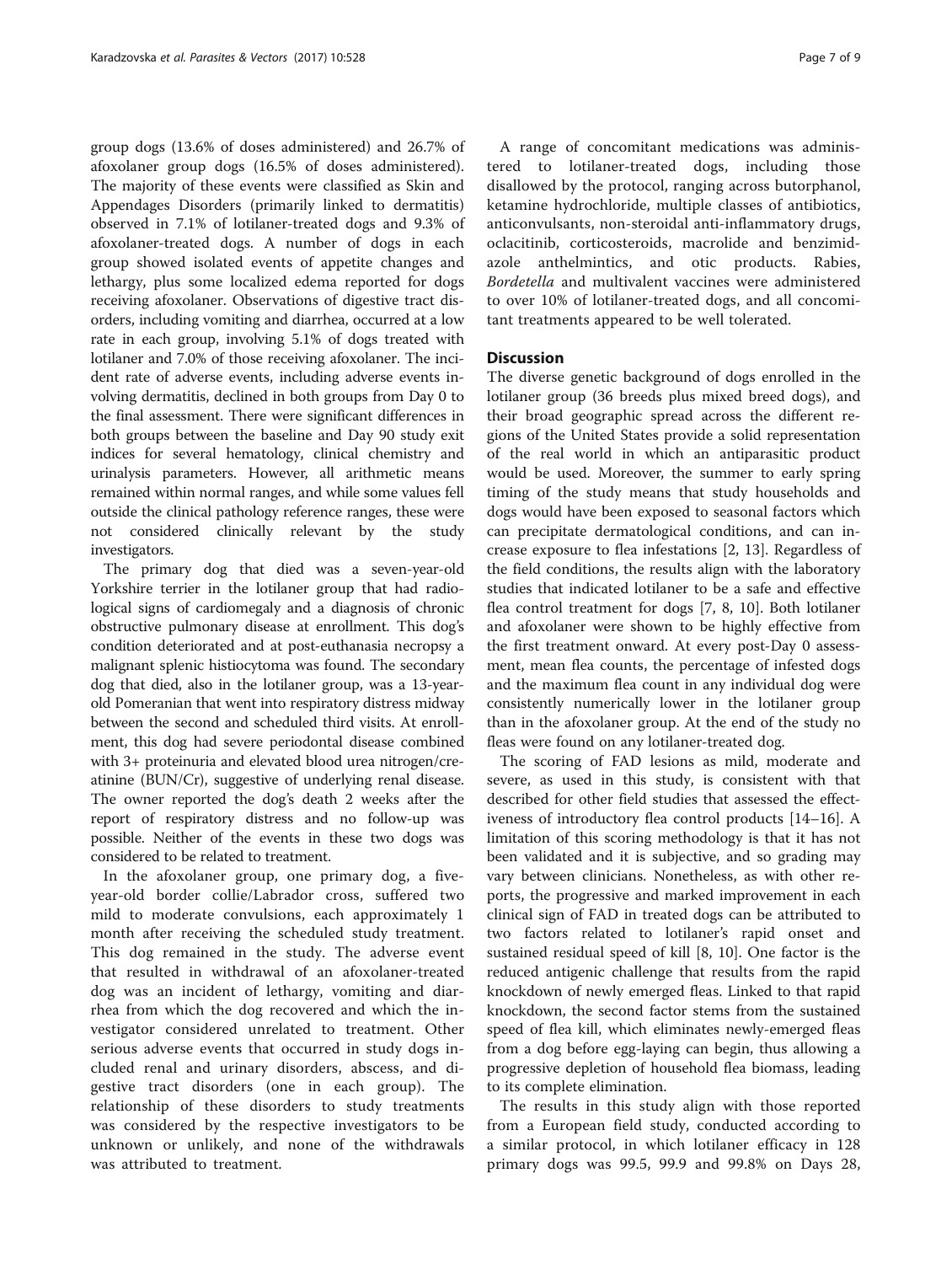group dogs (13.6% of doses administered) and 26.7% of afoxolaner group dogs (16.5% of doses administered). The majority of these events were classified as Skin and Appendages Disorders (primarily linked to dermatitis) observed in 7.1% of lotilaner-treated dogs and 9.3% of afoxolaner-treated dogs. A number of dogs in each group showed isolated events of appetite changes and lethargy, plus some localized edema reported for dogs receiving afoxolaner. Observations of digestive tract disorders, including vomiting and diarrhea, occurred at a low rate in each group, involving 5.1% of dogs treated with lotilaner and 7.0% of those receiving afoxolaner. The incident rate of adverse events, including adverse events involving dermatitis, declined in both groups from Day 0 to the final assessment. There were significant differences in both groups between the baseline and Day 90 study exit indices for several hematology, clinical chemistry and urinalysis parameters. However, all arithmetic means remained within normal ranges, and while some values fell outside the clinical pathology reference ranges, these were not considered clinically relevant by the study investigators.

The primary dog that died was a seven-year-old Yorkshire terrier in the lotilaner group that had radiological signs of cardiomegaly and a diagnosis of chronic obstructive pulmonary disease at enrollment. This dog's condition deteriorated and at post-euthanasia necropsy a malignant splenic histiocytoma was found. The secondary dog that died, also in the lotilaner group, was a 13-year-old Pomeranian that went into respiratory distress midway between the second and scheduled third visits. At enrollment, this dog had severe periodontal disease combined with 3+ proteinuria and elevated blood urea nitrogen/creatinine (BUN/Cr), suggestive of underlying renal disease. The owner reported the dog's death 2 weeks after the report of respiratory distress and no follow-up was possible. Neither of the events in these two dogs was considered to be related to treatment.

In the afoxolaner group, one primary dog, a five-year-old border collie/Labrador cross, suffered two mild to moderate convulsions, each approximately 1 month after receiving the scheduled study treatment. This dog remained in the study. The adverse event that resulted in withdrawal of an afoxolaner-treated dog was an incident of lethargy, vomiting and diarrhea from which the dog recovered and which the investigator considered unrelated to treatment. Other serious adverse events that occurred in study dogs included renal and urinary disorders, abscess, and digestive tract disorders (one in each group). The relationship of these disorders to study treatments was considered by the respective investigators to be unknown or unlikely, and none of the withdrawals was attributed to treatment.

A range of concomitant medications was administered to lotilaner-treated dogs, including those disallowed by the protocol, ranging across butorphanol, ketamine hydrochloride, multiple classes of antibiotics, anticonvulsants, non-steroidal anti-inflammatory drugs, oclacitinib, corticosteroids, macrolide and benzimidazole anthelmintics, and otic products. Rabies, *Bordetella* and multivalent vaccines were administered to over 10% of lotilaner-treated dogs, and all concomitant treatments appeared to be well tolerated.

## Discussion

The diverse genetic background of dogs enrolled in the lotilaner group (36 breeds plus mixed breed dogs), and their broad geographic spread across the different regions of the United States provide a solid representation of the real world in which an antiparasitic product would be used. Moreover, the summer to early spring timing of the study means that study households and dogs would have been exposed to seasonal factors which can precipitate dermatological conditions, and can increase exposure to flea infestations [2, 13]. Regardless of the field conditions, the results align with the laboratory studies that indicated lotilaner to be a safe and effective flea control treatment for dogs [7, 8, 10]. Both lotilaner and afoxolaner were shown to be highly effective from the first treatment onward. At every post-Day 0 assessment, mean flea counts, the percentage of infested dogs and the maximum flea count in any individual dog were consistently numerically lower in the lotilaner group than in the afoxolaner group. At the end of the study no fleas were found on any lotilaner-treated dog.

The scoring of FAD lesions as mild, moderate and severe, as used in this study, is consistent with that described for other field studies that assessed the effectiveness of introductory flea control products [14–16]. A limitation of this scoring methodology is that it has not been validated and it is subjective, and so grading may vary between clinicians. Nonetheless, as with other reports, the progressive and marked improvement in each clinical sign of FAD in treated dogs can be attributed to two factors related to lotilaner's rapid onset and sustained residual speed of kill [8, 10]. One factor is the reduced antigenic challenge that results from the rapid knockdown of newly emerged fleas. Linked to that rapid knockdown, the second factor stems from the sustained speed of flea kill, which eliminates newly-emerged fleas from a dog before egg-laying can begin, thus allowing a progressive depletion of household flea biomass, leading to its complete elimination.

The results in this study align with those reported from a European field study, conducted according to a similar protocol, in which lotilaner efficacy in 128 primary dogs was 99.5, 99.9 and 99.8% on Days 28,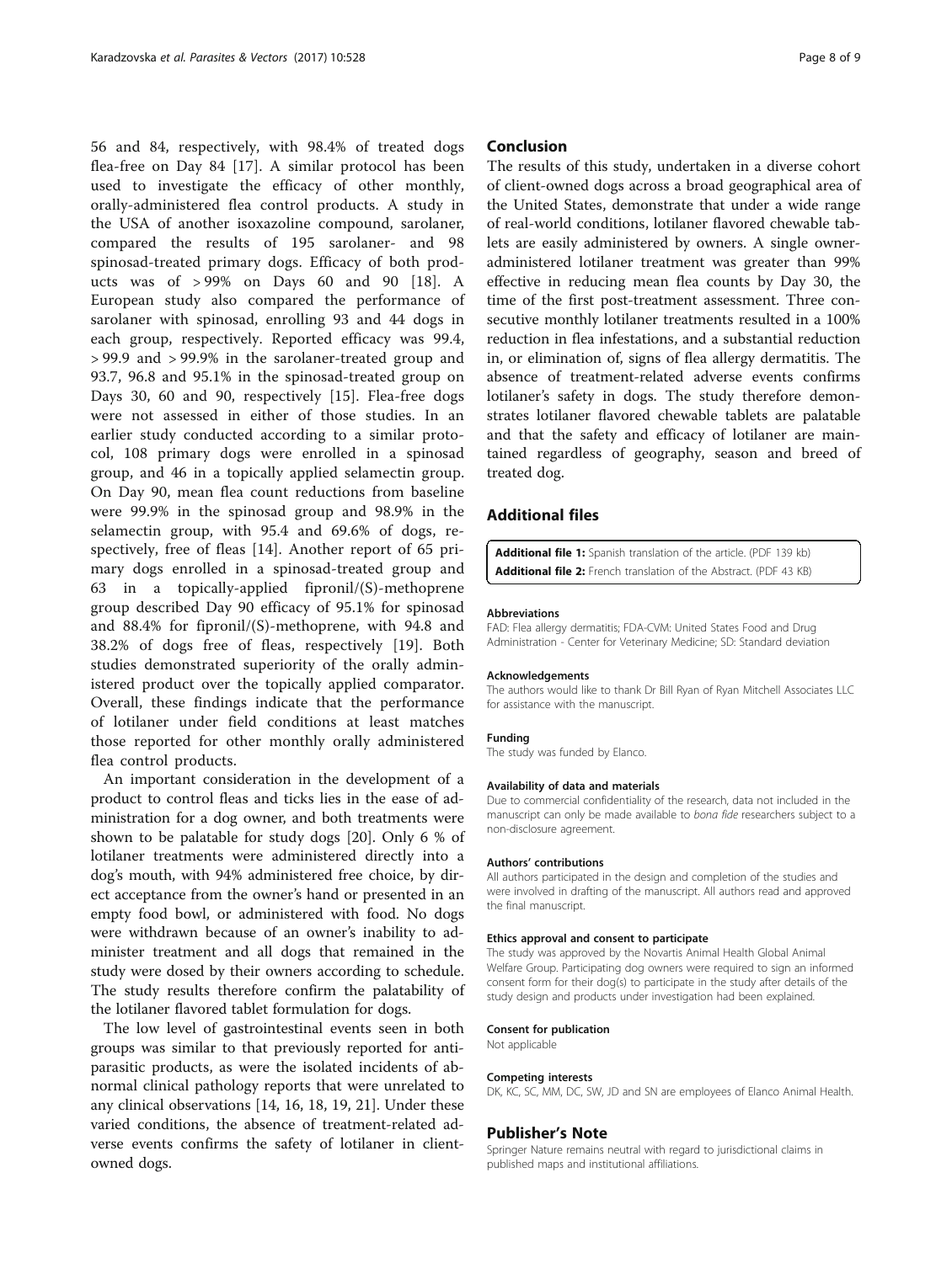56 and 84, respectively, with 98.4% of treated dogs flea-free on Day 84 [17]. A similar protocol has been used to investigate the efficacy of other monthly, orally-administered flea control products. A study in the USA of another isoxazoline compound, sarolaner, compared the results of 195 sarolaner- and 98 spinosad-treated primary dogs. Efficacy of both products was of > 99% on Days 60 and 90 [18]. A European study also compared the performance of sarolaner with spinosad, enrolling 93 and 44 dogs in each group, respectively. Reported efficacy was 99.4, > 99.9 and > 99.9% in the sarolaner-treated group and 93.7, 96.8 and 95.1% in the spinosad-treated group on Days 30, 60 and 90, respectively [15]. Flea-free dogs were not assessed in either of those studies. In an earlier study conducted according to a similar protocol, 108 primary dogs were enrolled in a spinosad group, and 46 in a topically applied selamectin group. On Day 90, mean flea count reductions from baseline were 99.9% in the spinosad group and 98.9% in the selamectin group, with 95.4 and 69.6% of dogs, respectively, free of fleas [14]. Another report of 65 primary dogs enrolled in a spinosad-treated group and 63 in a topically-applied fipronil/(S)-methoprene group described Day 90 efficacy of 95.1% for spinosad and 88.4% for fipronil/(S)-methoprene, with 94.8 and 38.2% of dogs free of fleas, respectively [19]. Both studies demonstrated superiority of the orally administered product over the topically applied comparator. Overall, these findings indicate that the performance of lotilaner under field conditions at least matches those reported for other monthly orally administered flea control products.

An important consideration in the development of a product to control fleas and ticks lies in the ease of administration for a dog owner, and both treatments were shown to be palatable for study dogs [20]. Only 6 % of lotilaner treatments were administered directly into a dog's mouth, with 94% administered free choice, by direct acceptance from the owner's hand or presented in an empty food bowl, or administered with food. No dogs were withdrawn because of an owner's inability to administer treatment and all dogs that remained in the study were dosed by their owners according to schedule. The study results therefore confirm the palatability of the lotilaner flavored tablet formulation for dogs.

The low level of gastrointestinal events seen in both groups was similar to that previously reported for antiparasitic products, as were the isolated incidents of abnormal clinical pathology reports that were unrelated to any clinical observations [14, 16, 18, 19, 21]. Under these varied conditions, the absence of treatment-related adverse events confirms the safety of lotilaner in client-owned dogs.

## Conclusion

The results of this study, undertaken in a diverse cohort of client-owned dogs across a broad geographical area of the United States, demonstrate that under a wide range of real-world conditions, lotilaner flavored chewable tablets are easily administered by owners. A single owner-administered lotilaner treatment was greater than 99% effective in reducing mean flea counts by Day 30, the time of the first post-treatment assessment. Three consecutive monthly lotilaner treatments resulted in a 100% reduction in flea infestations, and a substantial reduction in, or elimination of, signs of flea allergy dermatitis. The absence of treatment-related adverse events confirms lotilaner's safety in dogs. The study therefore demonstrates lotilaner flavored chewable tablets are palatable and that the safety and efficacy of lotilaner are maintained regardless of geography, season and breed of treated dog.

## Additional files

**Additional file 1:** Spanish translation of the article. (PDF 139 kb)
**Additional file 2:** French translation of the Abstract. (PDF 43 KB)

#### Abbreviations
FAD: Flea allergy dermatitis; FDA-CVM: United States Food and Drug Administration - Center for Veterinary Medicine; SD: Standard deviation

#### Acknowledgements
The authors would like to thank Dr Bill Ryan of Ryan Mitchell Associates LLC for assistance with the manuscript.

#### Funding
The study was funded by Elanco.

#### Availability of data and materials
Due to commercial confidentiality of the research, data not included in the manuscript can only be made available to *bona fide* researchers subject to a non-disclosure agreement.

#### Authors' contributions
All authors participated in the design and completion of the studies and were involved in drafting of the manuscript. All authors read and approved the final manuscript.

#### Ethics approval and consent to participate
The study was approved by the Novartis Animal Health Global Animal Welfare Group. Participating dog owners were required to sign an informed consent form for their dog(s) to participate in the study after details of the study design and products under investigation had been explained.

#### Consent for publication
Not applicable

#### Competing interests
DK, KC, SC, MM, DC, SW, JD and SN are employees of Elanco Animal Health.

## Publisher's Note
Springer Nature remains neutral with regard to jurisdictional claims in published maps and institutional affiliations.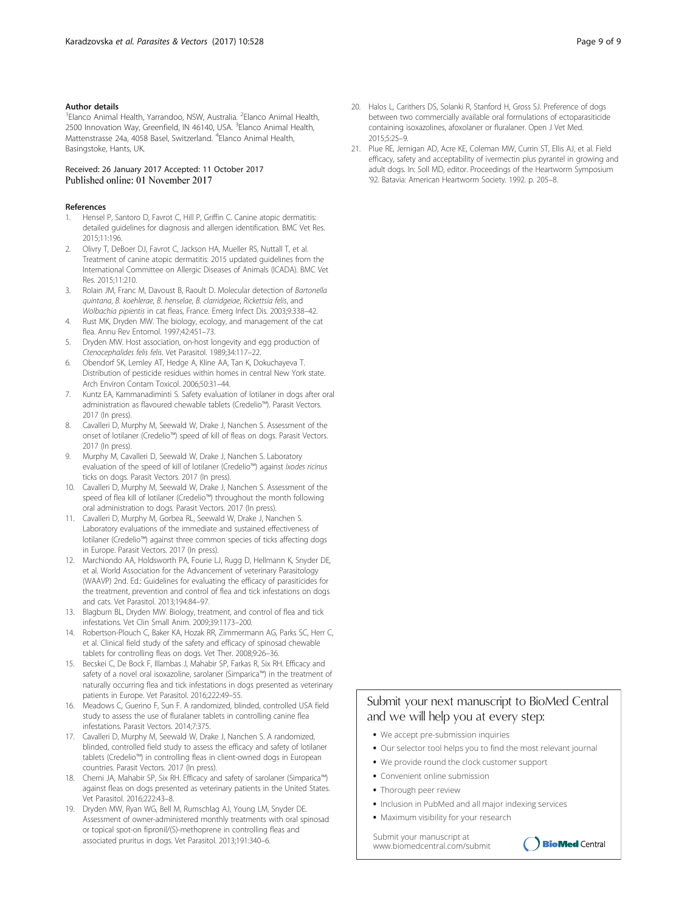#### Author details

[1]Elanco Animal Health, Yarrandoo, NSW, Australia. [2]Elanco Animal Health, 2500 Innovation Way, Greenfield, IN 46140, USA. [3]Elanco Animal Health, Mattenstrasse 24a, 4058 Basel, Switzerland. [4]Elanco Animal Health, Basingstoke, Hants, UK.

Received: 26 January 2017 Accepted: 11 October 2017
Published online: 01 November 2017

#### References

1. Hensel P, Santoro D, Favrot C, Hill P, Griffin C. Canine atopic dermatitis: detailed guidelines for diagnosis and allergen identification. BMC Vet Res. 2015;11:196.
2. Olivry T, DeBoer DJ, Favrot C, Jackson HA, Mueller RS, Nuttall T, et al. Treatment of canine atopic dermatitis: 2015 updated guidelines from the International Committee on Allergic Diseases of Animals (ICADA). BMC Vet Res. 2015;11:210.
3. Rolain JM, Franc M, Davoust B, Raoult D. Molecular detection of *Bartonella quintana*, *B. koehlerae*, *B. henselae*, *B. clarridgeiae*, *Rickettsia felis*, and *Wolbachia pipientis* in cat fleas, France. Emerg Infect Dis. 2003;9:338–42.
4. Rust MK, Dryden MW. The biology, ecology, and management of the cat flea. Annu Rev Entomol. 1997;42:451–73.
5. Dryden MW. Host association, on-host longevity and egg production of *Ctenocephalides felis felis*. Vet Parasitol. 1989;34:117–22.
6. Obendorf SK, Lemley AT, Hedge A, Kline AA, Tan K, Dokuchayeva T. Distribution of pesticide residues within homes in central New York state. Arch Environ Contam Toxicol. 2006;50:31–44.
7. Kuntz EA, Kammanadiminti S. Safety evaluation of lotilaner in dogs after oral administration as flavoured chewable tablets (Credelio™). Parasit Vectors. 2017 (In press).
8. Cavalleri D, Murphy M, Seewald W, Drake J, Nanchen S. Assessment of the onset of lotilaner (Credelio™) speed of kill of fleas on dogs. Parasit Vectors. 2017 (In press).
9. Murphy M, Cavalleri D, Seewald W, Drake J, Nanchen S. Laboratory evaluation of the speed of kill of lotilaner (Credelio™) against *Ixodes ricinus* ticks on dogs. Parasit Vectors. 2017 (In press).
10. Cavalleri D, Murphy M, Seewald W, Drake J, Nanchen S. Assessment of the speed of flea kill of lotilaner (Credelio™) throughout the month following oral administration to dogs. Parasit Vectors. 2017 (In press).
11. Cavalleri D, Murphy M, Gorbea RL, Seewald W, Drake J, Nanchen S. Laboratory evaluations of the immediate and sustained effectiveness of lotilaner (Credelio™) against three common species of ticks affecting dogs in Europe. Parasit Vectors. 2017 (In press).
12. Marchiondo AA, Holdsworth PA, Fourie LJ, Rugg D, Hellmann K, Snyder DE, et al. World Association for the Advancement of Veterinary Parasitology (WAAVP) 2nd. Ed.: Guidelines for evaluating the efficacy of parasiticides for the treatment, prevention and control of flea and tick infestations on dogs and cats. Vet Parasitol. 2013;194:84–97.
13. Blagburn BL, Dryden MW. Biology, treatment, and control of flea and tick infestations. Vet Clin Small Anim. 2009;39:1173–200.
14. Robertson-Plouch C, Baker KA, Hozak RR, Zimmermann AG, Parks SC, Herr C, et al. Clinical field study of the safety and efficacy of spinosad chewable tablets for controlling fleas on dogs. Vet Ther. 2008;9:26–36.
15. Becskei C, De Bock F, Illambas J, Mahabir SP, Farkas R, Six RH. Efficacy and safety of a novel oral isoxazoline, sarolaner (Simparica™) in the treatment of naturally occurring flea and tick infestations in dogs presented as veterinary patients in Europe. Vet Parasitol. 2016;222:49–55.
16. Meadows C, Guerino F, Sun F. A randomized, blinded, controlled USA field study to assess the use of fluralaner tablets in controlling canine flea infestations. Parasit Vectors. 2014;7:375.
17. Cavalleri D, Murphy M, Seewald W, Drake J, Nanchen S. A randomized, blinded, controlled field study to assess the efficacy and safety of lotilaner tablets (Credelio™) in controlling fleas in client-owned dogs in European countries. Parasit Vectors. 2017 (In press).
18. Cherni JA, Mahabir SP, Six RH. Efficacy and safety of sarolaner (Simparica™) against fleas on dogs presented as veterinary patients in the United States. Vet Parasitol. 2016;222:43–8.
19. Dryden MW, Ryan WG, Bell M, Rumschlag AJ, Young LM, Snyder DE. Assessment of owner-administered monthly treatments with oral spinosad or topical spot-on fipronil/(S)-methoprene in controlling fleas and associated pruritus in dogs. Vet Parasitol. 2013;191:340–6.
20. Halos L, Carithers DS, Solanki R, Stanford H, Gross SJ. Preference of dogs between two commercially available oral formulations of ectoparasiticide containing isoxazolines, afoxolaner or fluralaner. Open J Vet Med. 2015;5:25–9.
21. Plue RE, Jernigan AD, Acre KE, Coleman MW, Currin ST, Ellis AJ, et al. Field efficacy, safety and acceptability of ivermectin plus pyrantel in growing and adult dogs. In: Soll MD, editor. Proceedings of the Heartworm Symposium '92. Batavia: American Heartworm Society. 1992. p. 205–8.

Submit your next manuscript to BioMed Central and we will help you at every step:

- We accept pre-submission inquiries
- Our selector tool helps you to find the most relevant journal
- We provide round the clock customer support
- Convenient online submission
- Thorough peer review
- Inclusion in PubMed and all major indexing services
- Maximum visibility for your research

Submit your manuscript at
www.biomedcentral.com/submit

BioMed Central